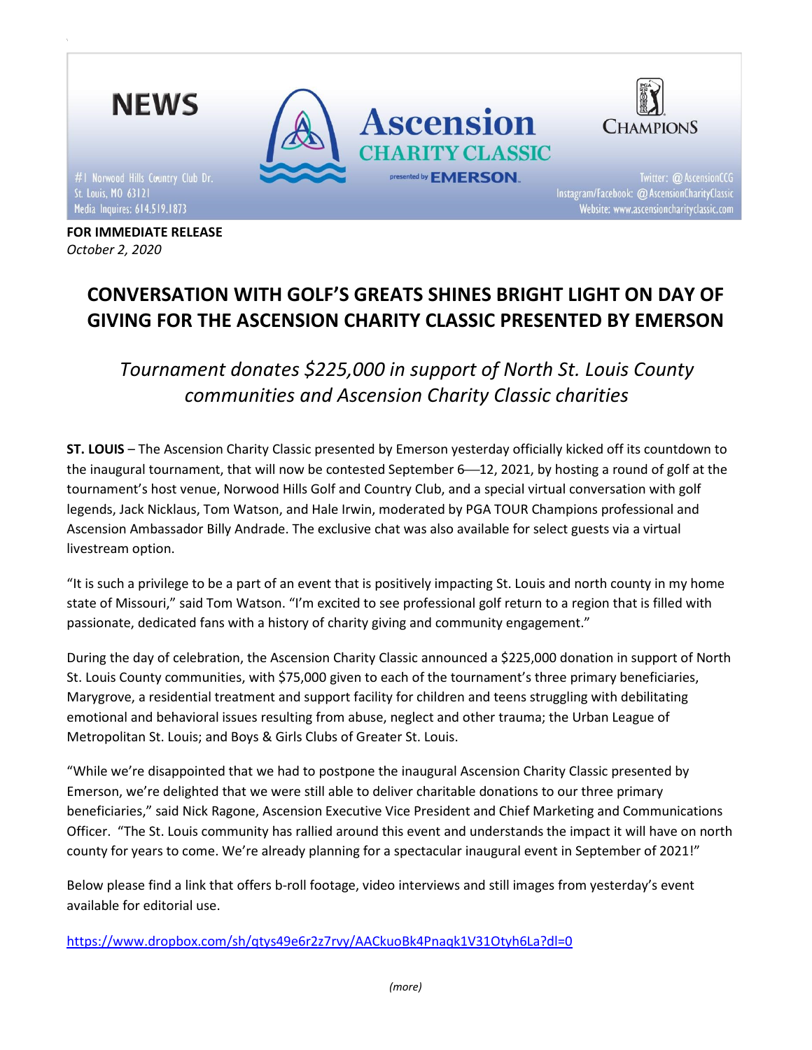NEWS

**Ascension CHARITY CLASSIC** presented by EMERSON

PGA TOUR CHAMPIONS

#1 Norwood Hills Country Club Dr.
St. Louis, MO 63121
Media Inquires: 614.519.1873

Twitter: @AscensionCCG
Instagram/Facebook: @AscensionCharityClassic
Website: www.ascensioncharityclassic.com

**FOR IMMEDIATE RELEASE**
*October 2, 2020*

# CONVERSATION WITH GOLF'S GREATS SHINES BRIGHT LIGHT ON DAY OF GIVING FOR THE ASCENSION CHARITY CLASSIC PRESENTED BY EMERSON

*Tournament donates $225,000 in support of North St. Louis County communities and Ascension Charity Classic charities*

**ST. LOUIS** – The Ascension Charity Classic presented by Emerson yesterday officially kicked off its countdown to the inaugural tournament, that will now be contested September 6—12, 2021, by hosting a round of golf at the tournament's host venue, Norwood Hills Golf and Country Club, and a special virtual conversation with golf legends, Jack Nicklaus, Tom Watson, and Hale Irwin, moderated by PGA TOUR Champions professional and Ascension Ambassador Billy Andrade. The exclusive chat was also available for select guests via a virtual livestream option.

"It is such a privilege to be a part of an event that is positively impacting St. Louis and north county in my home state of Missouri," said Tom Watson. "I'm excited to see professional golf return to a region that is filled with passionate, dedicated fans with a history of charity giving and community engagement."

During the day of celebration, the Ascension Charity Classic announced a $225,000 donation in support of North St. Louis County communities, with $75,000 given to each of the tournament's three primary beneficiaries, Marygrove, a residential treatment and support facility for children and teens struggling with debilitating emotional and behavioral issues resulting from abuse, neglect and other trauma; the Urban League of Metropolitan St. Louis; and Boys & Girls Clubs of Greater St. Louis.

"While we're disappointed that we had to postpone the inaugural Ascension Charity Classic presented by Emerson, we're delighted that we were still able to deliver charitable donations to our three primary beneficiaries," said Nick Ragone, Ascension Executive Vice President and Chief Marketing and Communications Officer. "The St. Louis community has rallied around this event and understands the impact it will have on north county for years to come. We're already planning for a spectacular inaugural event in September of 2021!"

Below please find a link that offers b-roll footage, video interviews and still images from yesterday's event available for editorial use.

https://www.dropbox.com/sh/qtys49e6r2z7rvy/AACkuoBk4Pnaqk1V31Otyh6La?dl=0

*(more)*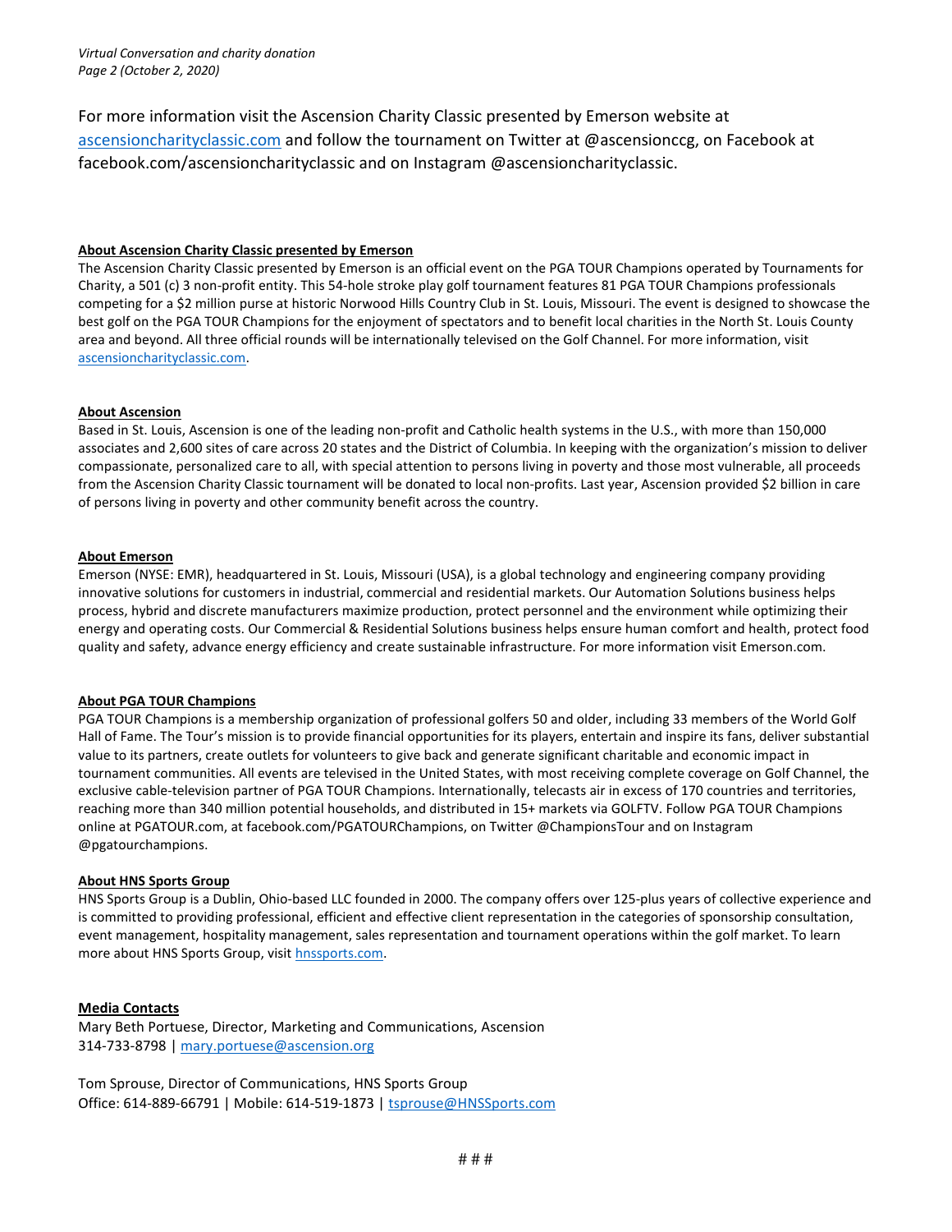For more information visit the Ascension Charity Classic presented by Emerson website at ascensioncharityclassic.com and follow the tournament on Twitter at @ascensionccg, on Facebook at facebook.com/ascensioncharityclassic and on Instagram @ascensioncharityclassic.

**About Ascension Charity Classic presented by Emerson**

The Ascension Charity Classic presented by Emerson is an official event on the PGA TOUR Champions operated by Tournaments for Charity, a 501 (c) 3 non-profit entity. This 54-hole stroke play golf tournament features 81 PGA TOUR Champions professionals competing for a $2 million purse at historic Norwood Hills Country Club in St. Louis, Missouri. The event is designed to showcase the best golf on the PGA TOUR Champions for the enjoyment of spectators and to benefit local charities in the North St. Louis County area and beyond. All three official rounds will be internationally televised on the Golf Channel. For more information, visit ascensioncharityclassic.com.

**About Ascension**

Based in St. Louis, Ascension is one of the leading non-profit and Catholic health systems in the U.S., with more than 150,000 associates and 2,600 sites of care across 20 states and the District of Columbia. In keeping with the organization's mission to deliver compassionate, personalized care to all, with special attention to persons living in poverty and those most vulnerable, all proceeds from the Ascension Charity Classic tournament will be donated to local non-profits. Last year, Ascension provided $2 billion in care of persons living in poverty and other community benefit across the country.

**About Emerson**

Emerson (NYSE: EMR), headquartered in St. Louis, Missouri (USA), is a global technology and engineering company providing innovative solutions for customers in industrial, commercial and residential markets. Our Automation Solutions business helps process, hybrid and discrete manufacturers maximize production, protect personnel and the environment while optimizing their energy and operating costs. Our Commercial & Residential Solutions business helps ensure human comfort and health, protect food quality and safety, advance energy efficiency and create sustainable infrastructure. For more information visit Emerson.com.

**About PGA TOUR Champions**

PGA TOUR Champions is a membership organization of professional golfers 50 and older, including 33 members of the World Golf Hall of Fame. The Tour's mission is to provide financial opportunities for its players, entertain and inspire its fans, deliver substantial value to its partners, create outlets for volunteers to give back and generate significant charitable and economic impact in tournament communities. All events are televised in the United States, with most receiving complete coverage on Golf Channel, the exclusive cable-television partner of PGA TOUR Champions. Internationally, telecasts air in excess of 170 countries and territories, reaching more than 340 million potential households, and distributed in 15+ markets via GOLFTV. Follow PGA TOUR Champions online at PGATOUR.com, at facebook.com/PGATOURChampions, on Twitter @ChampionsTour and on Instagram @pgatourchampions.

**About HNS Sports Group**

HNS Sports Group is a Dublin, Ohio-based LLC founded in 2000. The company offers over 125-plus years of collective experience and is committed to providing professional, efficient and effective client representation in the categories of sponsorship consultation, event management, hospitality management, sales representation and tournament operations within the golf market. To learn more about HNS Sports Group, visit hnssports.com.

**Media Contacts**

Mary Beth Portuese, Director, Marketing and Communications, Ascension
314-733-8798 | mary.portuese@ascension.org

Tom Sprouse, Director of Communications, HNS Sports Group
Office: 614-889-66791 | Mobile: 614-519-1873 | tsprouse@HNSSports.com

# # #